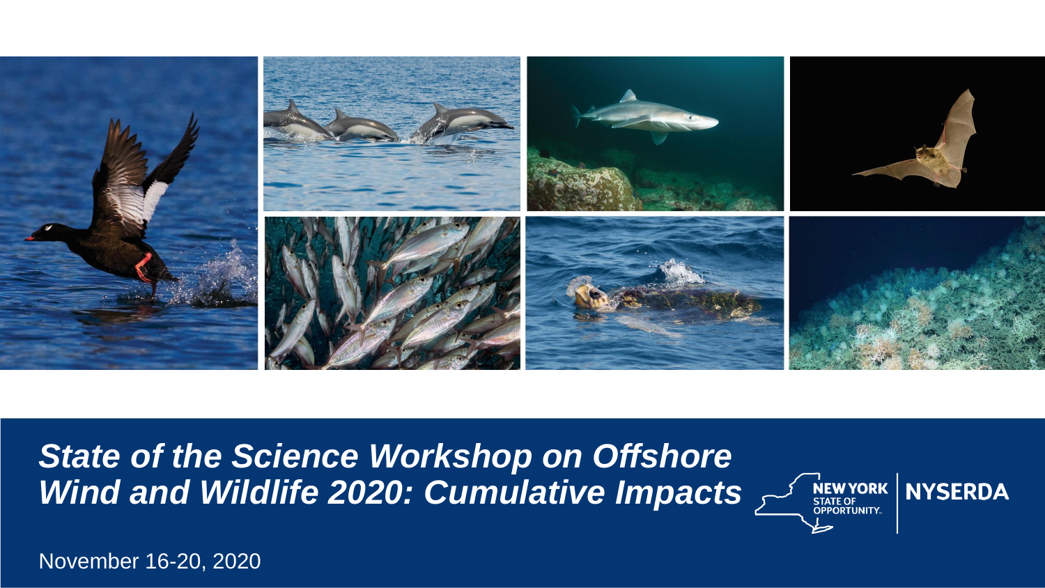# *State of the Science Workshop on Offshore Wind and Wildlife 2020: Cumulative Impacts*

NEW YORK STATE OF OPPORTUNITY. | NYSERDA

November 16-20, 2020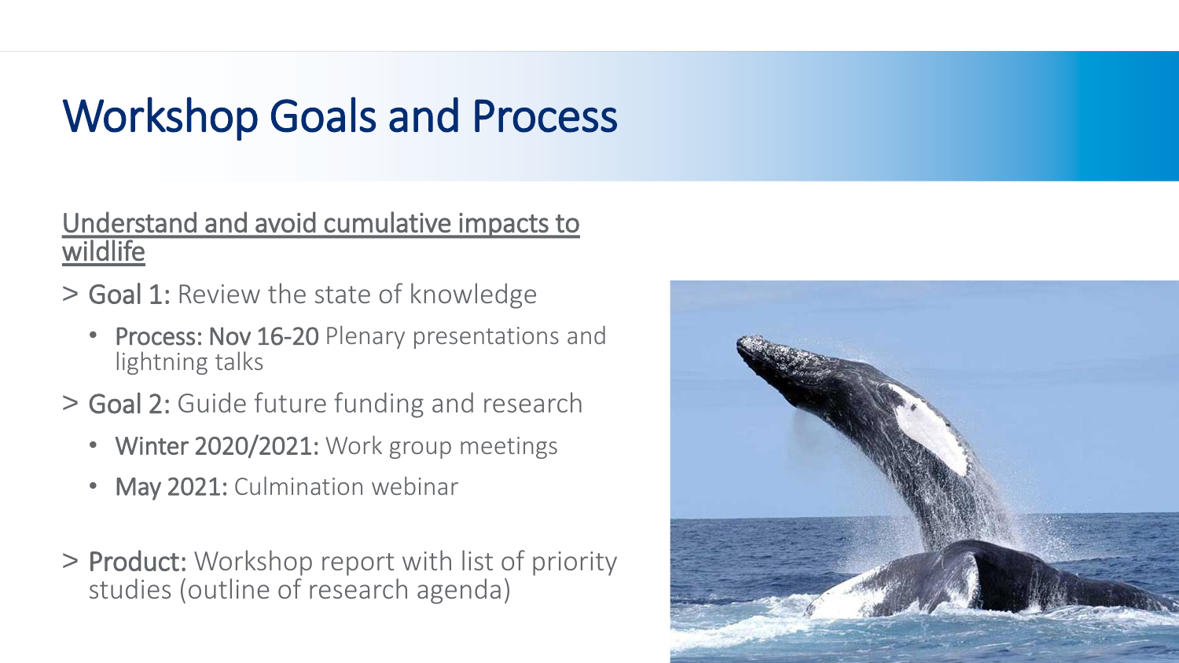# Workshop Goals and Process

<u>Understand and avoid cumulative impacts to wildlife</u>

> **Goal 1:** Review the state of knowledge
  - **Process: Nov 16-20** Plenary presentations and lightning talks

> **Goal 2:** Guide future funding and research
  - **Winter 2020/2021:** Work group meetings
  - **May 2021:** Culmination webinar

> **Product:** Workshop report with list of priority studies (outline of research agenda)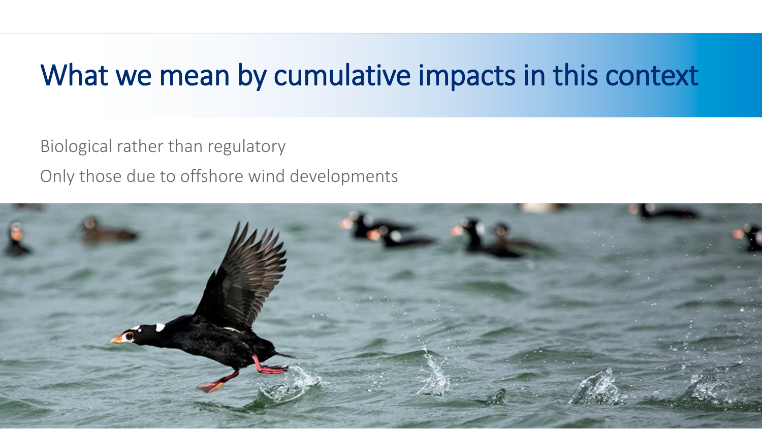# What we mean by cumulative impacts in this context

Biological rather than regulatory

Only those due to offshore wind developments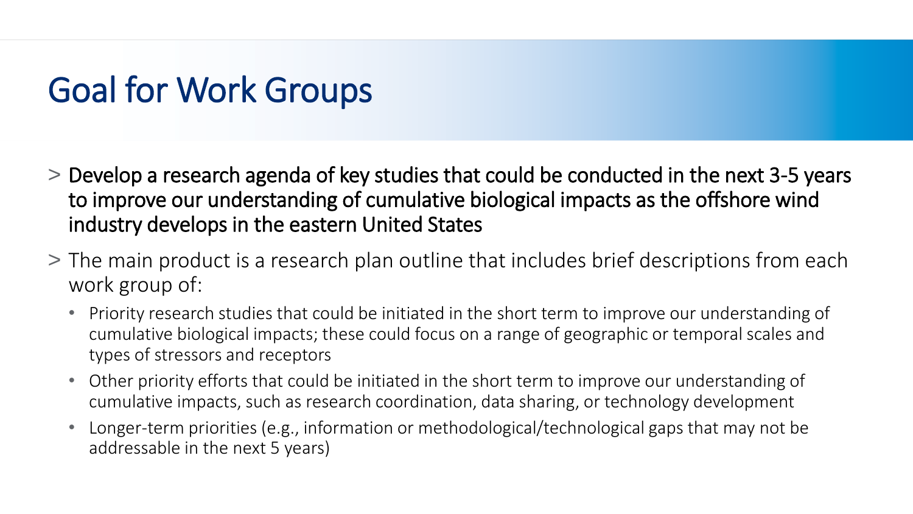# Goal for Work Groups

- Develop a research agenda of key studies that could be conducted in the next 3-5 years to improve our understanding of cumulative biological impacts as the offshore wind industry develops in the eastern United States
- The main product is a research plan outline that includes brief descriptions from each work group of:
  - Priority research studies that could be initiated in the short term to improve our understanding of cumulative biological impacts; these could focus on a range of geographic or temporal scales and types of stressors and receptors
  - Other priority efforts that could be initiated in the short term to improve our understanding of cumulative impacts, such as research coordination, data sharing, or technology development
  - Longer-term priorities (e.g., information or methodological/technological gaps that may not be addressable in the next 5 years)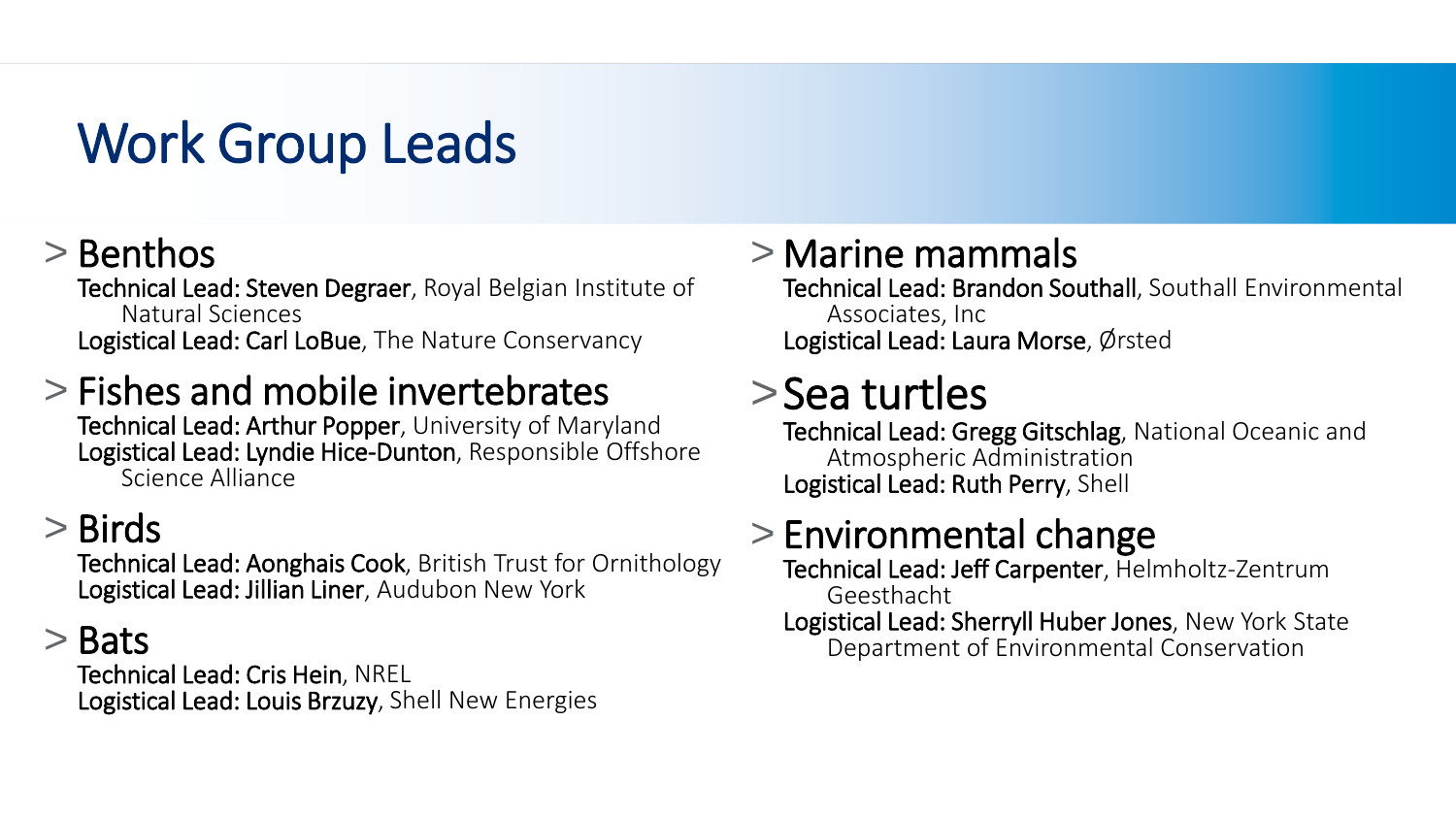# Work Group Leads

## Benthos

**Technical Lead: Steven Degraer**, Royal Belgian Institute of Natural Sciences
**Logistical Lead: Carl LoBue**, The Nature Conservancy

## Fishes and mobile invertebrates

**Technical Lead: Arthur Popper**, University of Maryland
**Logistical Lead: Lyndie Hice-Dunton**, Responsible Offshore Science Alliance

## Birds

**Technical Lead: Aonghais Cook**, British Trust for Ornithology
**Logistical Lead: Jillian Liner**, Audubon New York

## Bats

**Technical Lead: Cris Hein**, NREL
**Logistical Lead: Louis Brzuzy**, Shell New Energies

## Marine mammals

**Technical Lead: Brandon Southall**, Southall Environmental Associates, Inc
**Logistical Lead: Laura Morse**, Ørsted

## Sea turtles

**Technical Lead: Gregg Gitschlag**, National Oceanic and Atmospheric Administration
**Logistical Lead: Ruth Perry**, Shell

## Environmental change

**Technical Lead: Jeff Carpenter**, Helmholtz-Zentrum Geesthacht
**Logistical Lead: Sherryll Huber Jones**, New York State Department of Environmental Conservation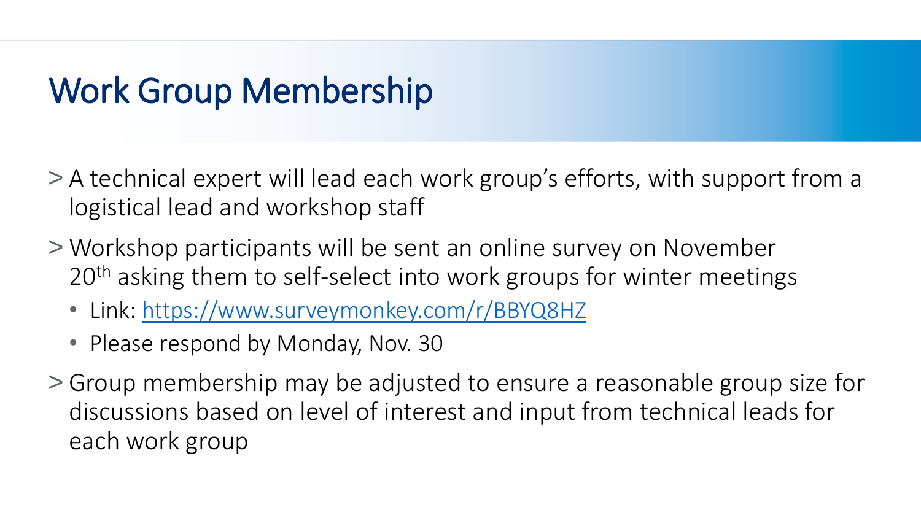# Work Group Membership

- A technical expert will lead each work group's efforts, with support from a logistical lead and workshop staff
- Workshop participants will be sent an online survey on November 20th asking them to self-select into work groups for winter meetings
  - Link: https://www.surveymonkey.com/r/BBYQ8HZ
  - Please respond by Monday, Nov. 30
- Group membership may be adjusted to ensure a reasonable group size for discussions based on level of interest and input from technical leads for each work group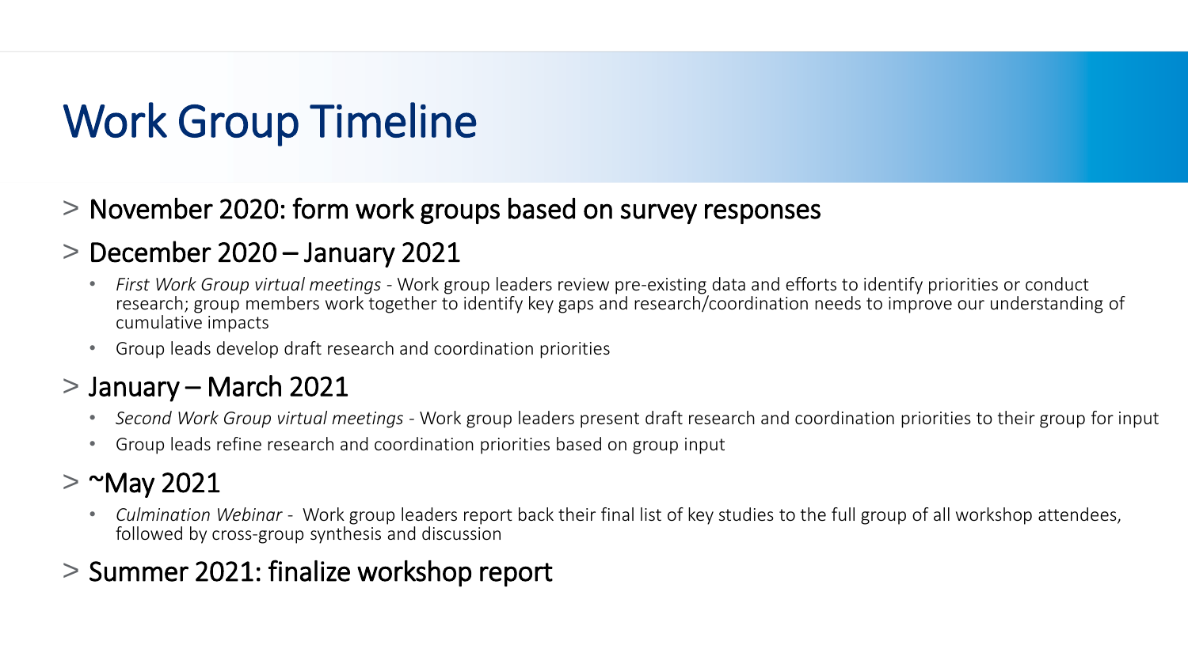# Work Group Timeline

> November 2020: form work groups based on survey responses

> December 2020 – January 2021

- *First Work Group virtual meetings* - Work group leaders review pre-existing data and efforts to identify priorities or conduct research; group members work together to identify key gaps and research/coordination needs to improve our understanding of cumulative impacts
- Group leads develop draft research and coordination priorities

> January – March 2021

- *Second Work Group virtual meetings* - Work group leaders present draft research and coordination priorities to their group for input
- Group leads refine research and coordination priorities based on group input

> ~May 2021

- *Culmination Webinar* - Work group leaders report back their final list of key studies to the full group of all workshop attendees, followed by cross-group synthesis and discussion

> Summer 2021: finalize workshop report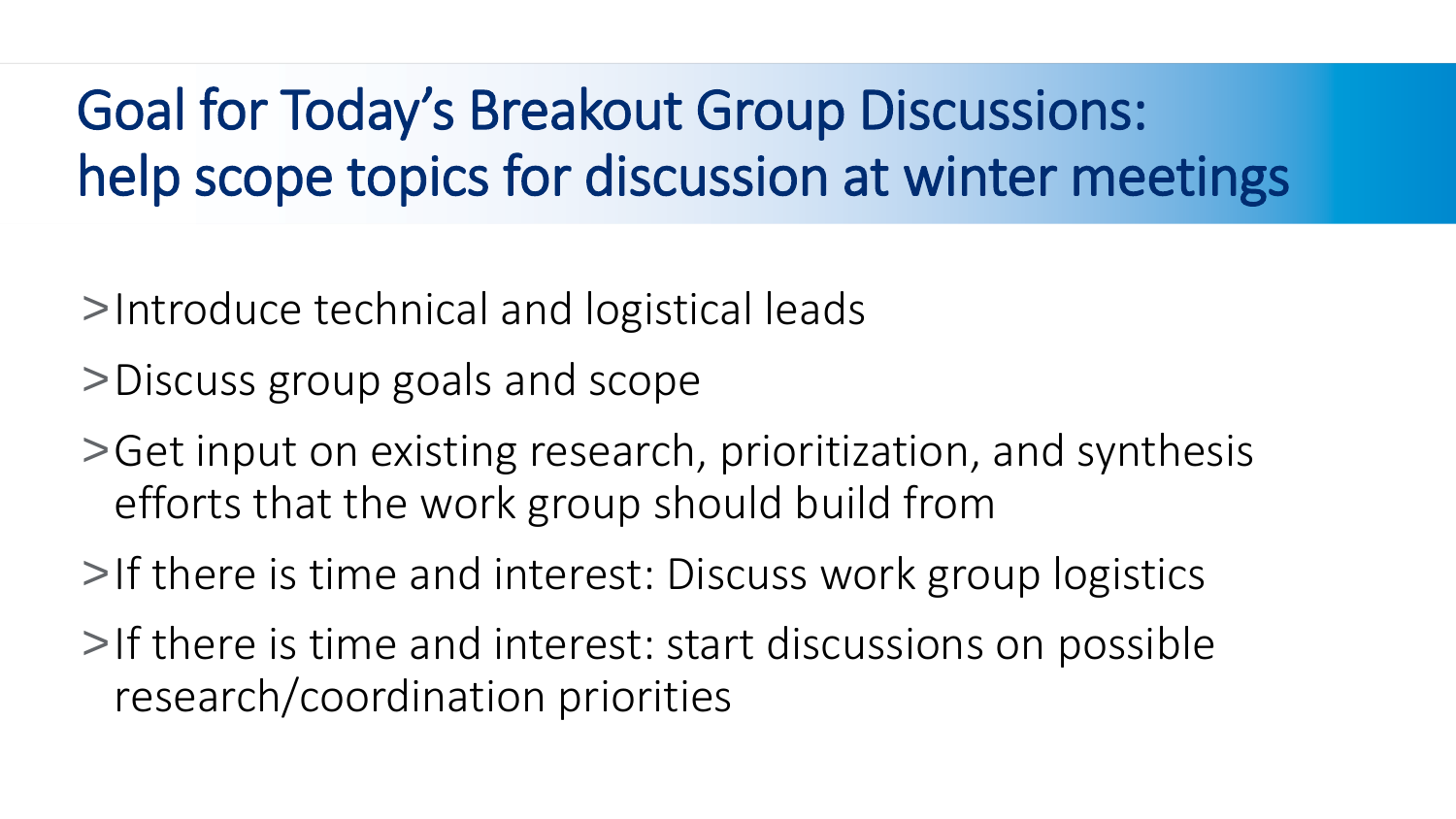# Goal for Today's Breakout Group Discussions: help scope topics for discussion at winter meetings

- Introduce technical and logistical leads
- Discuss group goals and scope
- Get input on existing research, prioritization, and synthesis efforts that the work group should build from
- If there is time and interest: Discuss work group logistics
- If there is time and interest: start discussions on possible research/coordination priorities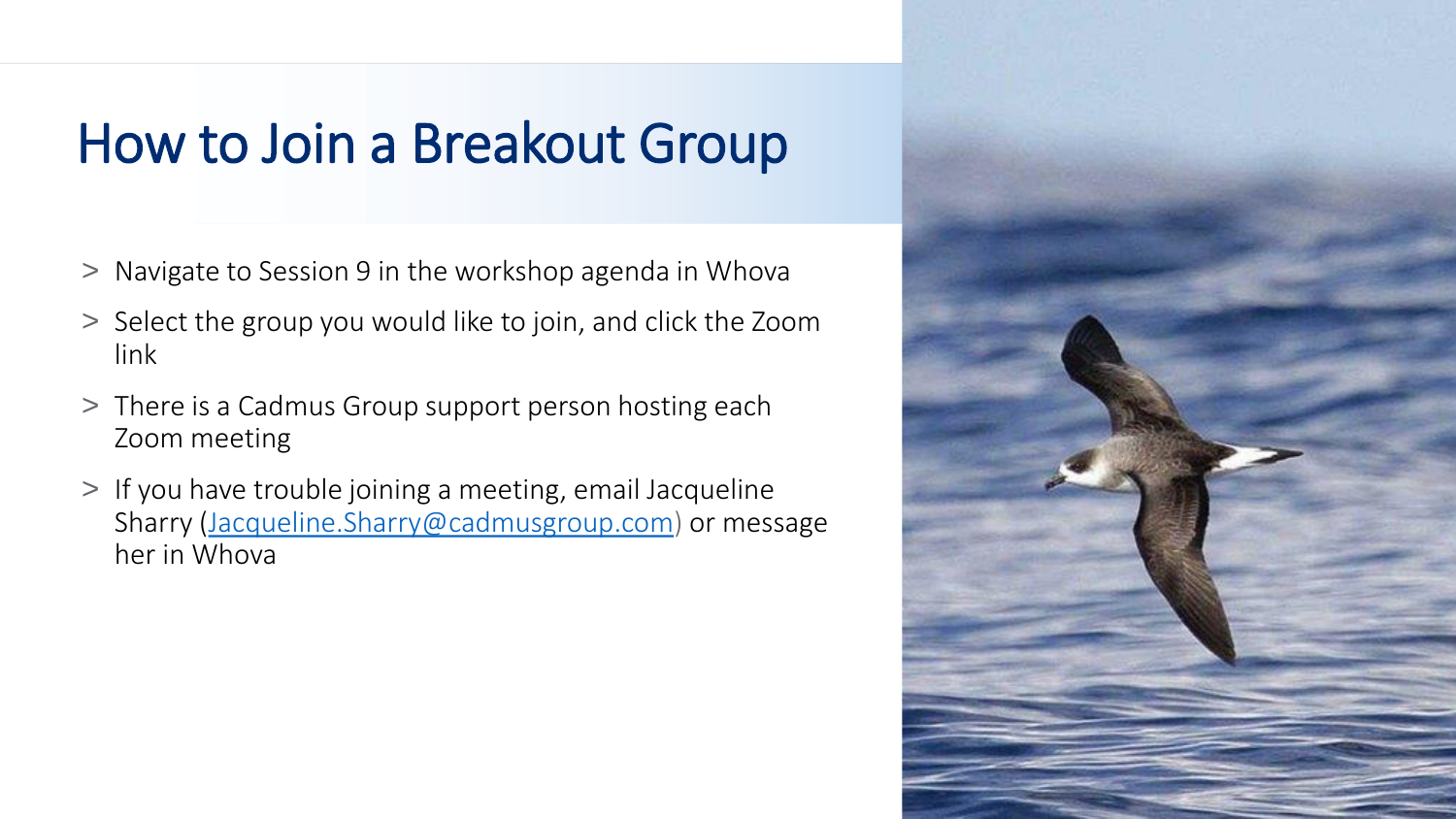# How to Join a Breakout Group

- Navigate to Session 9 in the workshop agenda in Whova
- Select the group you would like to join, and click the Zoom link
- There is a Cadmus Group support person hosting each Zoom meeting
- If you have trouble joining a meeting, email Jacqueline Sharry (Jacqueline.Sharry@cadmusgroup.com) or message her in Whova